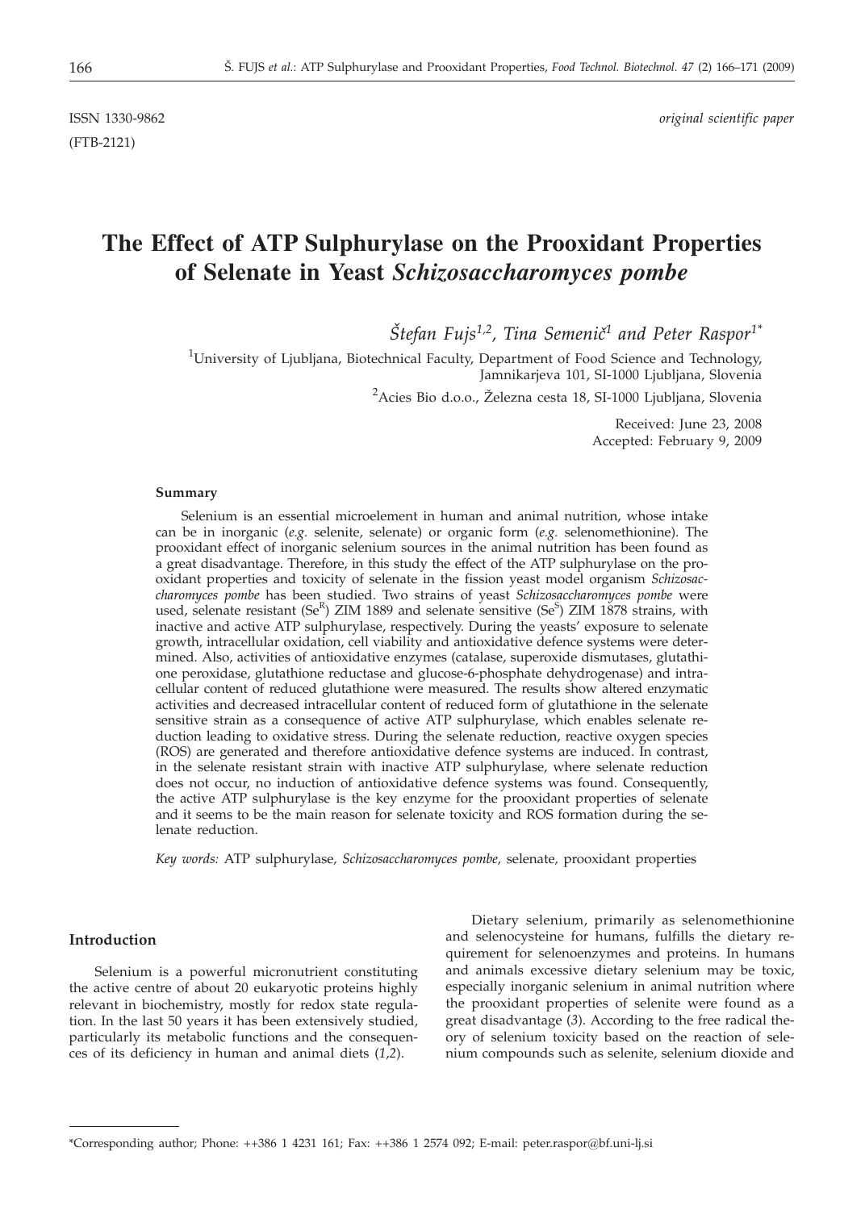ISSN 1330-9862 *original scientific paper*

(FTB-2121)

# The Effect of ATP Sulphurylase on the Prooxidant Properties of Selenate in Yeast *Schizosaccharomyces pombe*

*Štefan Fujs[1,2], Tina Semenič[1] and Peter Raspor[1*]*

[1]University of Ljubljana, Biotechnical Faculty, Department of Food Science and Technology, Jamnikarjeva 101, SI-1000 Ljubljana, Slovenia

[2]Acies Bio d.o.o., Železna cesta 18, SI-1000 Ljubljana, Slovenia

Received: June 23, 2008
Accepted: February 9, 2009

#### Summary

Selenium is an essential microelement in human and animal nutrition, whose intake can be in inorganic (*e.g.* selenite, selenate) or organic form (*e.g.* selenomethionine). The prooxidant effect of inorganic selenium sources in the animal nutrition has been found as a great disadvantage. Therefore, in this study the effect of the ATP sulphurylase on the prooxidant properties and toxicity of selenate in the fission yeast model organism *Schizosaccharomyces pombe* has been studied. Two strains of yeast *Schizosaccharomyces pombe* were used, selenate resistant ($Se^R$) ZIM 1889 and selenate sensitive ($Se^S$) ZIM 1878 strains, with inactive and active ATP sulphurylase, respectively. During the yeasts' exposure to selenate growth, intracellular oxidation, cell viability and antioxidative defence systems were determined. Also, activities of antioxidative enzymes (catalase, superoxide dismutases, glutathione peroxidase, glutathione reductase and glucose-6-phosphate dehydrogenase) and intracellular content of reduced glutathione were measured. The results show altered enzymatic activities and decreased intracellular content of reduced form of glutathione in the selenate sensitive strain as a consequence of active ATP sulphurylase, which enables selenate reduction leading to oxidative stress. During the selenate reduction, reactive oxygen species (ROS) are generated and therefore antioxidative defence systems are induced. In contrast, in the selenate resistant strain with inactive ATP sulphurylase, where selenate reduction does not occur, no induction of antioxidative defence systems was found. Consequently, the active ATP sulphurylase is the key enzyme for the prooxidant properties of selenate and it seems to be the main reason for selenate toxicity and ROS formation during the selenate reduction.

*Key words:* ATP sulphurylase, *Schizosaccharomyces pombe*, selenate, prooxidant properties

## Introduction

Selenium is a powerful micronutrient constituting the active centre of about 20 eukaryotic proteins highly relevant in biochemistry, mostly for redox state regulation. In the last 50 years it has been extensively studied, particularly its metabolic functions and the consequences of its deficiency in human and animal diets (*1,2*).

Dietary selenium, primarily as selenomethionine and selenocysteine for humans, fulfills the dietary requirement for selenoenzymes and proteins. In humans and animals excessive dietary selenium may be toxic, especially inorganic selenium in animal nutrition where the prooxidant properties of selenite were found as a great disadvantage (*3*). According to the free radical theory of selenium toxicity based on the reaction of selenium compounds such as selenite, selenium dioxide and

\*Corresponding author; Phone: ++386 1 4231 161; Fax: ++386 1 2574 092; E-mail: peter.raspor@bf.uni-lj.si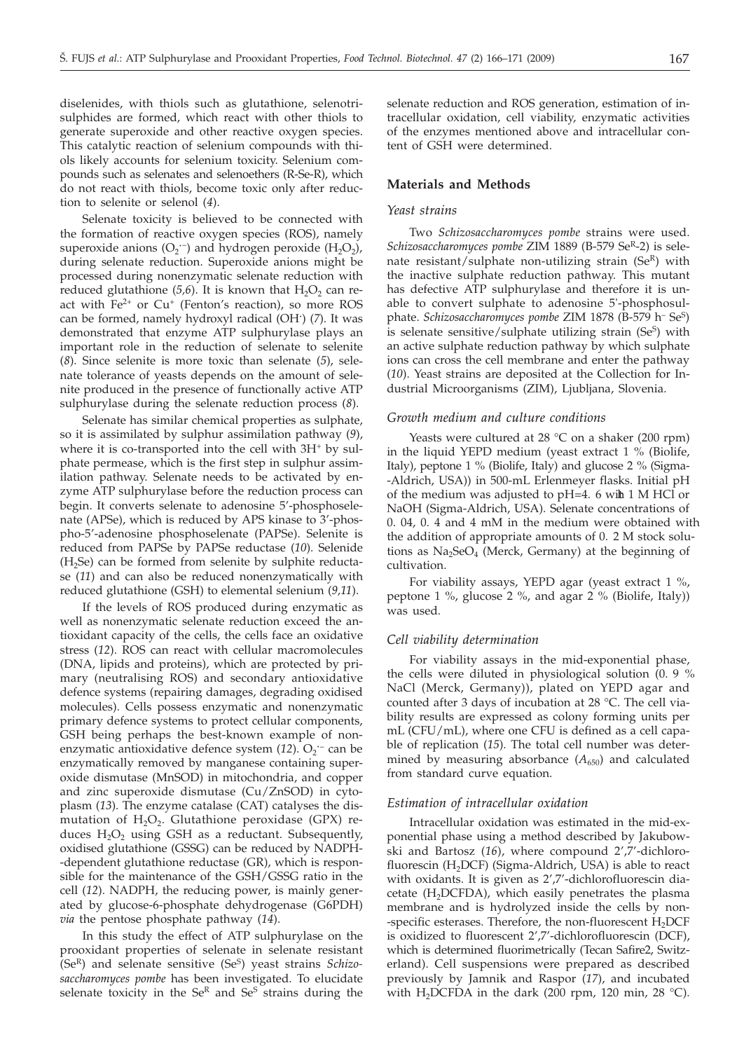diselenides, with thiols such as glutathione, selenotrisulphides are formed, which react with other thiols to generate superoxide and other reactive oxygen species. This catalytic reaction of selenium compounds with thiols likely accounts for selenium toxicity. Selenium compounds such as selenates and selenoethers (R-Se-R), which do not react with thiols, become toxic only after reduction to selenite or selenol (*4*).

Selenate toxicity is believed to be connected with the formation of reactive oxygen species (ROS), namely superoxide anions ($O_2^{\cdot-}$) and hydrogen peroxide ($H_2O_2$), during selenate reduction. Superoxide anions might be processed during nonenzymatic selenate reduction with reduced glutathione (*5,6*). It is known that $H_2O_2$ can react with $Fe^{2+}$ or $Cu^{+}$ (Fenton's reaction), so more ROS can be formed, namely hydroxyl radical ($OH^{\cdot}$) (*7*). It was demonstrated that enzyme ATP sulphurylase plays an important role in the reduction of selenate to selenite (*8*). Since selenite is more toxic than selenate (*5*), selenate tolerance of yeasts depends on the amount of selenite produced in the presence of functionally active ATP sulphurylase during the selenate reduction process (*8*).

Selenate has similar chemical properties as sulphate, so it is assimilated by sulphur assimilation pathway (*9*), where it is co-transported into the cell with $3H^{+}$ by sulphate permease, which is the first step in sulphur assimilation pathway. Selenate needs to be activated by enzyme ATP sulphurylase before the reduction process can begin. It converts selenate to adenosine 5'-phosphoselenate (APSe), which is reduced by APS kinase to 3'-phospho-5'-adenosine phosphoselenate (PAPSe). Selenite is reduced from PAPSe by PAPSe reductase (*10*). Selenide ($H_2Se$) can be formed from selenite by sulphite reductase (*11*) and can also be reduced nonenzymatically with reduced glutathione (GSH) to elemental selenium (*9,11*).

If the levels of ROS produced during enzymatic as well as nonenzymatic selenate reduction exceed the antioxidant capacity of the cells, the cells face an oxidative stress (*12*). ROS can react with cellular macromolecules (DNA, lipids and proteins), which are protected by primary (neutralising ROS) and secondary antioxidative defence systems (repairing damages, degrading oxidised molecules). Cells possess enzymatic and nonenzymatic primary defence systems to protect cellular components, GSH being perhaps the best-known example of nonenzymatic antioxidative defence system (*12*). $O_2^{\cdot-}$ can be enzymatically removed by manganese containing superoxide dismutase (MnSOD) in mitochondria, and copper and zinc superoxide dismutase (Cu/ZnSOD) in cytoplasm (*13*). The enzyme catalase (CAT) catalyses the dismutation of $H_2O_2$. Glutathione peroxidase (GPX) reduces $H_2O_2$ using GSH as a reductant. Subsequently, oxidised glutathione (GSSG) can be reduced by NADPH-dependent glutathione reductase (GR), which is responsible for the maintenance of the GSH/GSSG ratio in the cell (*12*). NADPH, the reducing power, is mainly generated by glucose-6-phosphate dehydrogenase (G6PDH) *via* the pentose phosphate pathway (*14*).

In this study the effect of ATP sulphurylase on the prooxidant properties of selenate in selenate resistant ($Se^{R}$) and selenate sensitive ($Se^{S}$) yeast strains *Schizosaccharomyces pombe* has been investigated. To elucidate selenate toxicity in the $Se^{R}$ and $Se^{S}$ strains during the selenate reduction and ROS generation, estimation of intracellular oxidation, cell viability, enzymatic activities of the enzymes mentioned above and intracellular content of GSH were determined.

## Materials and Methods

### *Yeast strains*

Two *Schizosaccharomyces pombe* strains were used. *Schizosaccharomyces pombe* ZIM 1889 (B-579 $Se^{R}$-2) is selenate resistant/sulphate non-utilizing strain ($Se^{R}$) with the inactive sulphate reduction pathway. This mutant has defective ATP sulphurylase and therefore it is unable to convert sulphate to adenosine 5'-phosphosulphate. *Schizosaccharomyces pombe* ZIM 1878 (B-579 $h^{-}$ $Se^{S}$) is selenate sensitive/sulphate utilizing strain ($Se^{S}$) with an active sulphate reduction pathway by which sulphate ions can cross the cell membrane and enter the pathway (*10*). Yeast strains are deposited at the Collection for Industrial Microorganisms (ZIM), Ljubljana, Slovenia.

### *Growth medium and culture conditions*

Yeasts were cultured at 28 °C on a shaker (200 rpm) in the liquid YEPD medium (yeast extract 1 % (Biolife, Italy), peptone 1 % (Biolife, Italy) and glucose 2 % (Sigma-Aldrich, USA)) in 500-mL Erlenmeyer flasks. Initial pH of the medium was adjusted to pH=4. 6 with 1 M HCl or NaOH (Sigma-Aldrich, USA). Selenate concentrations of 0. 04, 0. 4 and 4 mM in the medium were obtained with the addition of appropriate amounts of 0. 2 M stock solutions as $Na_2SeO_4$ (Merck, Germany) at the beginning of cultivation.

For viability assays, YEPD agar (yeast extract 1 %, peptone 1 %, glucose 2 %, and agar 2 % (Biolife, Italy)) was used.

### *Cell viability determination*

For viability assays in the mid-exponential phase, the cells were diluted in physiological solution (0. 9 % NaCl (Merck, Germany)), plated on YEPD agar and counted after 3 days of incubation at 28 °C. The cell viability results are expressed as colony forming units per mL (CFU/mL), where one CFU is defined as a cell capable of replication (*15*). The total cell number was determined by measuring absorbance ($A_{650}$) and calculated from standard curve equation.

### *Estimation of intracellular oxidation*

Intracellular oxidation was estimated in the mid-exponential phase using a method described by Jakubowski and Bartosz (*16*), where compound 2',7'-dichlorofluorescin ($H_2DCF$) (Sigma-Aldrich, USA) is able to react with oxidants. It is given as 2',7'-dichlorofluorescin diacetate ($H_2DCFDA$), which easily penetrates the plasma membrane and is hydrolyzed inside the cells by non-specific esterases. Therefore, the non-fluorescent $H_2DCF$ is oxidized to fluorescent 2',7'-dichlorofluorescin (DCF), which is determined fluorimetrically (Tecan Safire2, Switzerland). Cell suspensions were prepared as described previously by Jamnik and Raspor (*17*), and incubated with $H_2DCFDA$ in the dark (200 rpm, 120 min, 28 °C).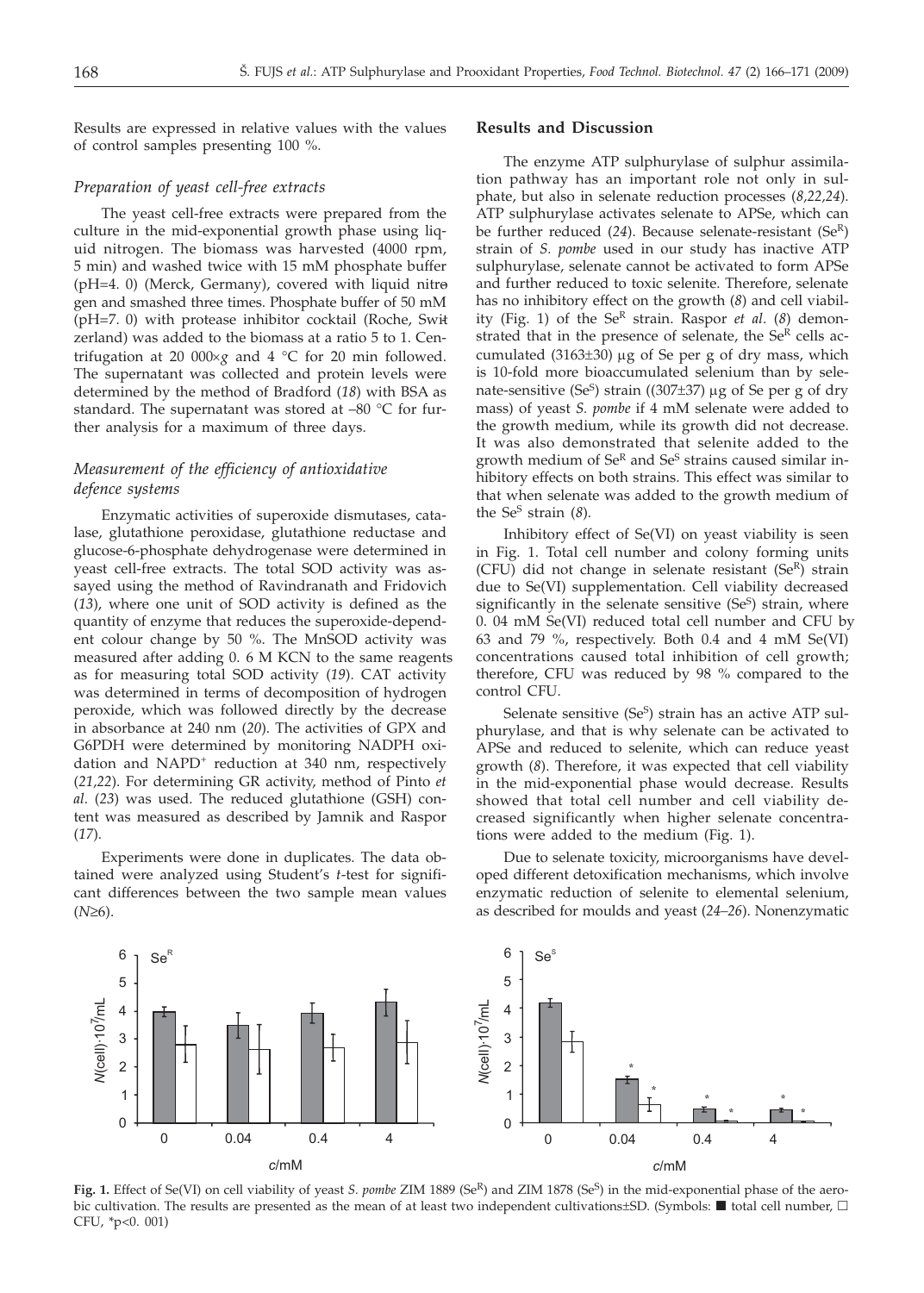Results are expressed in relative values with the values of control samples presenting 100 %.

### *Preparation of yeast cell-free extracts*

The yeast cell-free extracts were prepared from the culture in the mid-exponential growth phase using liquid nitrogen. The biomass was harvested (4000 rpm, 5 min) and washed twice with 15 mM phosphate buffer (pH=4. 0) (Merck, Germany), covered with liquid nitrogen and smashed three times. Phosphate buffer of 50 mM (pH=7. 0) with protease inhibitor cocktail (Roche, Switzerland) was added to the biomass at a ratio 5 to 1. Centrifugation at 20 000×*g* and 4 °C for 20 min followed. The supernatant was collected and protein levels were determined by the method of Bradford (*18*) with BSA as standard. The supernatant was stored at –80 °C for further analysis for a maximum of three days.

### *Measurement of the efficiency of antioxidative defence systems*

Enzymatic activities of superoxide dismutases, catalase, glutathione peroxidase, glutathione reductase and glucose-6-phosphate dehydrogenase were determined in yeast cell-free extracts. The total SOD activity was assayed using the method of Ravindranath and Fridovich (*13*), where one unit of SOD activity is defined as the quantity of enzyme that reduces the superoxide-dependent colour change by 50 %. The MnSOD activity was measured after adding 0. 6 M KCN to the same reagents as for measuring total SOD activity (*19*). CAT activity was determined in terms of decomposition of hydrogen peroxide, which was followed directly by the decrease in absorbance at 240 nm (*20*). The activities of GPX and G6PDH were determined by monitoring NADPH oxidation and $NAPD^+$ reduction at 340 nm, respectively (*21,22*). For determining GR activity, method of Pinto *et al*. (*23*) was used. The reduced glutathione (GSH) content was measured as described by Jamnik and Raspor (*17*).

Experiments were done in duplicates. The data obtained were analyzed using Student's *t*-test for significant differences between the two sample mean values ($N \geq 6$).

## Results and Discussion

The enzyme ATP sulphurylase of sulphur assimilation pathway has an important role not only in sulphate, but also in selenate reduction processes (*8,22,24*). ATP sulphurylase activates selenate to APSe, which can be further reduced (*24*). Because selenate-resistant ($Se^R$) strain of *S. pombe* used in our study has inactive ATP sulphurylase, selenate cannot be activated to form APSe and further reduced to toxic selenite. Therefore, selenate has no inhibitory effect on the growth (*8*) and cell viability (Fig. 1) of the $Se^R$ strain. Raspor *et al*. (*8*) demonstrated that in the presence of selenate, the $Se^R$ cells accumulated (3163±30) µg of Se per g of dry mass, which is 10-fold more bioaccumulated selenium than by selenate-sensitive ($Se^S$) strain ((307±37) µg of Se per g of dry mass) of yeast *S. pombe* if 4 mM selenate were added to the growth medium, while its growth did not decrease. It was also demonstrated that selenite added to the growth medium of $Se^R$ and $Se^S$ strains caused similar inhibitory effects on both strains. This effect was similar to that when selenate was added to the growth medium of the $Se^S$ strain (*8*).

Inhibitory effect of Se(VI) on yeast viability is seen in Fig. 1. Total cell number and colony forming units (CFU) did not change in selenate resistant ($Se^R$) strain due to Se(VI) supplementation. Cell viability decreased significantly in the selenate sensitive ($Se^S$) strain, where 0. 04 mM Se(VI) reduced total cell number and CFU by 63 and 79 %, respectively. Both 0.4 and 4 mM Se(VI) concentrations caused total inhibition of cell growth; therefore, CFU was reduced by 98 % compared to the control CFU.

Selenate sensitive ($Se^S$) strain has an active ATP sulphurylase, and that is why selenate can be activated to APSe and reduced to selenite, which can reduce yeast growth (*8*). Therefore, it was expected that cell viability in the mid-exponential phase would decrease. Results showed that total cell number and cell viability decreased significantly when higher selenate concentrations were added to the medium (Fig. 1).

Due to selenate toxicity, microorganisms have developed different detoxification mechanisms, which involve enzymatic reduction of selenite to elemental selenium, as described for moulds and yeast (*24–26*). Nonenzymatic

**Fig. 1.** Effect of Se(VI) on cell viability of yeast *S. pombe* ZIM 1889 ($Se^R$) and ZIM 1878 ($Se^S$) in the mid-exponential phase of the aerobic cultivation. The results are presented as the mean of at least two independent cultivations±SD. (Symbols: ■ total cell number, □ CFU, *p<0. 001)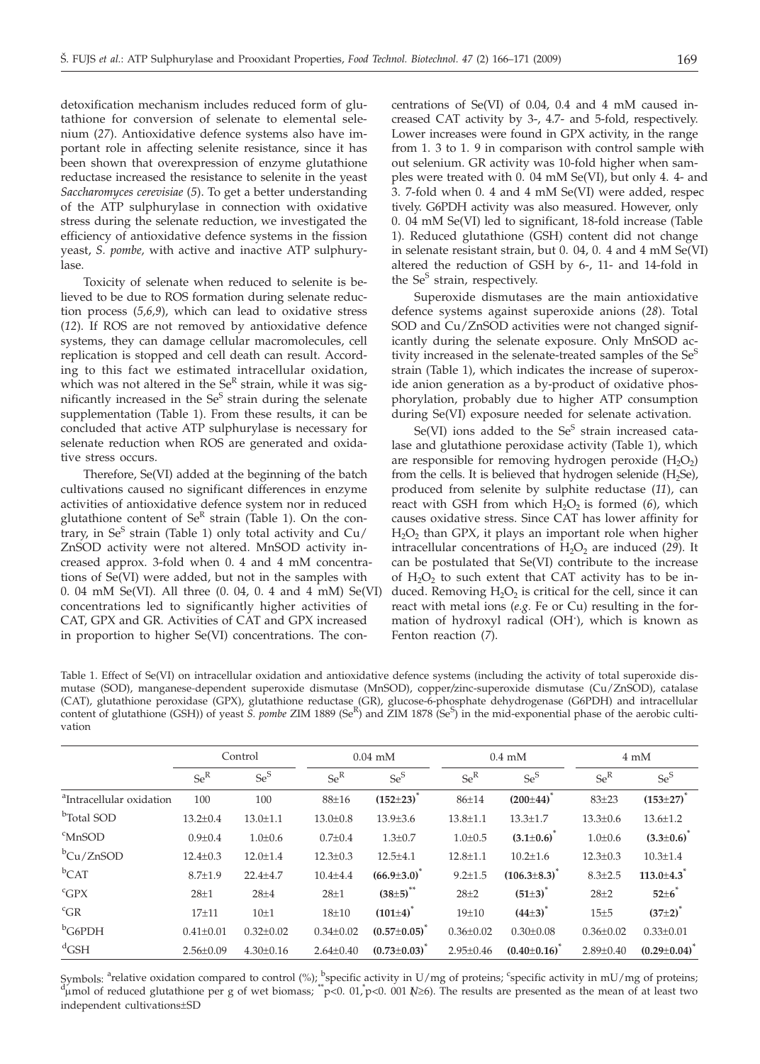detoxification mechanism includes reduced form of glutathione for conversion of selenate to elemental selenium (*27*). Antioxidative defence systems also have important role in affecting selenite resistance, since it has been shown that overexpression of enzyme glutathione reductase increased the resistance to selenite in the yeast *Saccharomyces cerevisiae* (*5*). To get a better understanding of the ATP sulphurylase in connection with oxidative stress during the selenate reduction, we investigated the efficiency of antioxidative defence systems in the fission yeast, *S. pombe*, with active and inactive ATP sulphurylase.

Toxicity of selenate when reduced to selenite is believed to be due to ROS formation during selenate reduction process (*5,6,9*), which can lead to oxidative stress (*12*). If ROS are not removed by antioxidative defence systems, they can damage cellular macromolecules, cell replication is stopped and cell death can result. According to this fact we estimated intracellular oxidation, which was not altered in the $Se^R$ strain, while it was significantly increased in the $Se^S$ strain during the selenate supplementation (Table 1). From these results, it can be concluded that active ATP sulphurylase is necessary for selenate reduction when ROS are generated and oxidative stress occurs.

Therefore, Se(VI) added at the beginning of the batch cultivations caused no significant differences in enzyme activities of antioxidative defence system nor in reduced glutathione content of $Se^R$ strain (Table 1). On the contrary, in $Se^S$ strain (Table 1) only total activity and Cu/ZnSOD activity were not altered. MnSOD activity increased approx. 3-fold when 0. 4 and 4 mM concentrations of Se(VI) were added, but not in the samples with 0. 04 mM Se(VI). All three (0. 04, 0. 4 and 4 mM) Se(VI) concentrations led to significantly higher activities of CAT, GPX and GR. Activities of CAT and GPX increased in proportion to higher Se(VI) concentrations. The concentrations of Se(VI) of 0.04, 0.4 and 4 mM caused increased CAT activity by 3-, 4.7- and 5-fold, respectively. Lower increases were found in GPX activity, in the range from 1. 3 to 1. 9 in comparison with control sample without selenium. GR activity was 10-fold higher when samples were treated with 0. 04 mM Se(VI), but only 4. 4- and 3. 7-fold when 0. 4 and 4 mM Se(VI) were added, respectively. G6PDH activity was also measured. However, only 0. 04 mM Se(VI) led to significant, 18-fold increase (Table 1). Reduced glutathione (GSH) content did not change in selenate resistant strain, but 0. 04, 0. 4 and 4 mM Se(VI) altered the reduction of GSH by 6-, 11- and 14-fold in the $Se^S$ strain, respectively.

Superoxide dismutases are the main antioxidative defence systems against superoxide anions (*28*). Total SOD and Cu/ZnSOD activities were not changed significantly during the selenate exposure. Only MnSOD activity increased in the selenate-treated samples of the $Se^S$ strain (Table 1), which indicates the increase of superoxide anion generation as a by-product of oxidative phosphorylation, probably due to higher ATP consumption during Se(VI) exposure needed for selenate activation.

Se(VI) ions added to the $Se^S$ strain increased catalase and glutathione peroxidase activity (Table 1), which are responsible for removing hydrogen peroxide ($H_2O_2$) from the cells. It is believed that hydrogen selenide ($H_2Se$), produced from selenite by sulphite reductase (*11*), can react with GSH from which $H_2O_2$ is formed (*6*), which causes oxidative stress. Since CAT has lower affinity for $H_2O_2$ than GPX, it plays an important role when higher intracellular concentrations of $H_2O_2$ are induced (*29*). It can be postulated that Se(VI) contribute to the increase of $H_2O_2$ to such extent that CAT activity has to be induced. Removing $H_2O_2$ is critical for the cell, since it can react with metal ions (*e.g.* Fe or Cu) resulting in the formation of hydroxyl radical ($OH^{\cdot}$), which is known as Fenton reaction (*7*).

Table 1. Effect of Se(VI) on intracellular oxidation and antioxidative defence systems (including the activity of total superoxide dismutase (SOD), manganese-dependent superoxide dismutase (MnSOD), copper/zinc-superoxide dismutase (Cu/ZnSOD), catalase (CAT), glutathione peroxidase (GPX), glutathione reductase (GR), glucose-6-phosphate dehydrogenase (G6PDH) and intracellular content of glutathione (GSH)) of yeast *S. pombe* ZIM 1889 ($Se^R$) and ZIM 1878 ($Se^S$) in the mid-exponential phase of the aerobic cultivation

| | Control | | 0.04 mM | | 0.4 mM | | 4 mM | |
|---|---|---|---|---|---|---|---|---|
| | $Se^R$ | $Se^S$ | $Se^R$ | $Se^S$ | $Se^R$ | $Se^S$ | $Se^R$ | $Se^S$ |
| [a]Intracellular oxidation | 100 | 100 | 88±16 | **(152±23)**[*] | 86±14 | **(200±44)**[*] | 83±23 | **(153±27)**[*] |
| [b]Total SOD | 13.2±0.4 | 13.0±1.1 | 13.0±0.8 | 13.9±3.6 | 13.8±1.1 | 13.3±1.7 | 13.3±0.6 | 13.6±1.2 |
| [c]MnSOD | 0.9±0.4 | 1.0±0.6 | 0.7±0.4 | 1.3±0.7 | 1.0±0.5 | **(3.1±0.6)**[*] | 1.0±0.6 | **(3.3±0.6)**[*] |
| [b]Cu/ZnSOD | 12.4±0.3 | 12.0±1.4 | 12.3±0.3 | 12.5±4.1 | 12.8±1.1 | 10.2±1.6 | 12.3±0.3 | 10.3±1.4 |
| [b]CAT | 8.7±1.9 | 22.4±4.7 | 10.4±4.4 | **(66.9±3.0)**[*] | 9.2±1.5 | **(106.3±8.3)**[*] | 8.3±2.5 | **113.0±4.3**[*] |
| [c]GPX | 28±1 | 28±4 | 28±1 | **(38±5)**[**] | 28±2 | **(51±3)**[*] | 28±2 | **52±6**[*] |
| [c]GR | 17±11 | 10±1 | 18±10 | **(101±4)**[*] | 19±10 | **(44±3)**[*] | 15±5 | **(37±2)**[*] |
| [b]G6PDH | 0.41±0.01 | 0.32±0.02 | 0.34±0.02 | **(0.57±0.05)**[*] | 0.36±0.02 | 0.30±0.08 | 0.36±0.02 | 0.33±0.01 |
| [d]GSH | 2.56±0.09 | 4.30±0.16 | 2.64±0.40 | **(0.73±0.03)**[*] | 2.95±0.46 | **(0.40±0.16)**[*] | 2.89±0.40 | **(0.29±0.04)**[*] |

Symbols: [a]relative oxidation compared to control (%); [b]specific activity in U/mg of proteins; [c]specific activity in mU/mg of proteins; [d]μmol of reduced glutathione per g of wet biomass; [**]$p<0.01$, [*]$p<0.001$ ($N\geq6$). The results are presented as the mean of at least two independent cultivations±SD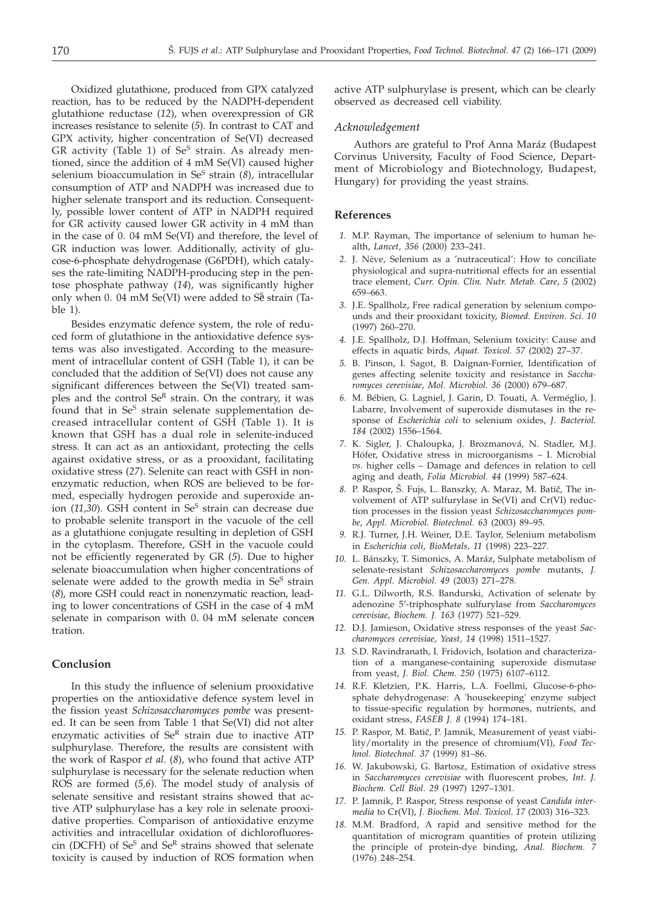Oxidized glutathione, produced from GPX catalyzed reaction, has to be reduced by the NADPH-dependent glutathione reductase (*12*), when overexpression of GR increases resistance to selenite (*5*). In contrast to CAT and GPX activity, higher concentration of Se(VI) decreased GR activity (Table 1) of $Se^S$ strain. As already mentioned, since the addition of 4 mM Se(VI) caused higher selenium bioaccumulation in $Se^S$ strain (*8*), intracellular consumption of ATP and NADPH was increased due to higher selenate transport and its reduction. Consequently, possible lower content of ATP in NADPH required for GR activity caused lower GR activity in 4 mM than in the case of 0. 04 mM Se(VI) and therefore, the level of GR induction was lower. Additionally, activity of glucose-6-phosphate dehydrogenase (G6PDH), which catalyses the rate-limiting NADPH-producing step in the pentose phosphate pathway (*14*), was significantly higher only when 0. 04 mM Se(VI) were added to $Se^S$ strain (Table 1).

Besides enzymatic defence system, the role of reduced form of glutathione in the antioxidative defence systems was also investigated. According to the measurement of intracellular content of GSH (Table 1), it can be concluded that the addition of Se(VI) does not cause any significant differences between the Se(VI) treated samples and the control $Se^R$ strain. On the contrary, it was found that in $Se^S$ strain selenate supplementation decreased intracellular content of GSH (Table 1). It is known that GSH has a dual role in selenite-induced stress. It can act as an antioxidant, protecting the cells against oxidative stress, or as a prooxidant, facilitating oxidative stress (*27*). Selenite can react with GSH in nonenzymatic reduction, when ROS are believed to be formed, especially hydrogen peroxide and superoxide anion (*11,30*). GSH content in $Se^S$ strain can decrease due to probable selenite transport in the vacuole of the cell as a glutathione conjugate resulting in depletion of GSH in the cytoplasm. Therefore, GSH in the vacuole could not be efficiently regenerated by GR (*5*). Due to higher selenate bioaccumulation when higher concentrations of selenate were added to the growth media in $Se^S$ strain (*8*), more GSH could react in nonenzymatic reaction, leading to lower concentrations of GSH in the case of 4 mM selenate in comparison with 0. 04 mM selenate concentration.

## Conclusion

In this study the influence of selenium prooxidative properties on the antioxidative defence system level in the fission yeast *Schizosaccharomyces pombe* was presented. It can be seen from Table 1 that Se(VI) did not alter enzymatic activities of $Se^R$ strain due to inactive ATP sulphurylase. Therefore, the results are consistent with the work of Raspor *et al*. (*8*), who found that active ATP sulphurylase is necessary for the selenate reduction when ROS are formed (*5,6*). The model study of analysis of selenate sensitive and resistant strains showed that active ATP sulphurylase has a key role in selenate prooxidative properties. Comparison of antioxidative enzyme activities and intracellular oxidation of dichlorofluorescin (DCFH) of $Se^S$ and $Se^R$ strains showed that selenate toxicity is caused by induction of ROS formation when active ATP sulphurylase is present, which can be clearly observed as decreased cell viability.

### Acknowledgement

Authors are grateful to Prof Anna Maráz (Budapest Corvinus University, Faculty of Food Science, Department of Microbiology and Biotechnology, Budapest, Hungary) for providing the yeast strains.

## References

1. M.P. Rayman, The importance of selenium to human health, *Lancet, 356* (2000) 233–241.
2. J. Nève, Selenium as a 'nutraceutical': How to conciliate physiological and supra-nutritional effects for an essential trace element, *Curr. Opin. Clin. Nutr. Metab. Care*, *5* (2002) 659–663.
3. J.E. Spallholz, Free radical generation by selenium compounds and their prooxidant toxicity, *Biomed. Environ. Sci. 10* (1997) 260–270.
4. J.E. Spallholz, D.J. Hoffman, Selenium toxicity: Cause and effects in aquatic birds, *Aquat. Toxicol. 57* (2002) 27–37.
5. B. Pinson, I. Sagot, B. Daignan-Fornier, Identification of genes affecting selenite toxicity and resistance in *Saccharomyces cerevisiae*, *Mol. Microbiol. 36* (2000) 679–687.
6. M. Bébien, G. Lagniel, J. Garin, D. Touati, A. Verméglio, J. Labarre, Involvement of superoxide dismutases in the response of *Escherichia coli* to selenium oxides, *J. Bacteriol. 184* (2002) 1556–1564.
7. K. Sigler, J. Chaloupka, J. Brozmanová, N. Stadler, M.J. Höfer, Oxidative stress in microorganisms – I. Microbial *vs*. higher cells – Damage and defences in relation to cell aging and death, *Folia Microbiol. 44* (1999) 587–624.
8. P. Raspor, Š. Fujs, L. Banszky, A. Maraz, M. Batič, The involvement of ATP sulfurylase in Se(VI) and Cr(VI) reduction processes in the fission yeast *Schizosaccharomyces pombe*, *Appl. Microbiol. Biotechnol. 63* (2003) 89–95.
9. R.J. Turner, J.H. Weiner, D.E. Taylor, Selenium metabolism in *Escherichia coli*, *BioMetals, 11* (1998) 223–227.
10. L. Bánszky, T. Simonics, A. Maráz, Sulphate metabolism of selenate-resistant *Schizosaccharomyces pombe* mutants, *J. Gen. Appl. Microbiol. 49* (2003) 271–278.
11. G.L. Dilworth, R.S. Bandurski, Activation of selenate by adenozine 5'-triphosphate sulfurylase from *Saccharomyces cerevisiae*, *Biochem. J. 163* (1977) 521–529.
12. D.J. Jamieson, Oxidative stress responses of the yeast *Saccharomyces cerevisiae*, *Yeast, 14* (1998) 1511–1527.
13. S.D. Ravindranath, I. Fridovich, Isolation and characterization of a manganese-containing superoxide dismutase from yeast, *J. Biol. Chem. 250* (1975) 6107–6112.
14. R.F. Kletzien, P.K. Harris, L.A. Foellmi, Glucose-6-phosphate dehydrogenase: A 'housekeeping' enzyme subject to tissue-specific regulation by hormones, nutrients, and oxidant stress, *FASEB J. 8* (1994) 174–181.
15. P. Raspor, M. Batič, P. Jamnik, Measurement of yeast viability/mortality in the presence of chromium(VI), *Food Technol. Biotechnol. 37* (1999) 81–86.
16. W. Jakubowski, G. Bartosz, Estimation of oxidative stress in *Saccharomyces cerevisiae* with fluorescent probes, *Int. J. Biochem. Cell Biol. 29* (1997) 1297–1301.
17. P. Jamnik, P. Raspor, Stress response of yeast *Candida intermedia* to Cr(VI), *J. Biochem. Mol. Toxicol. 17* (2003) 316–323.
18. M.M. Bradford, A rapid and sensitive method for the quantitation of microgram quantities of protein utilizing the principle of protein-dye binding, *Anal. Biochem. 7* (1976) 248–254.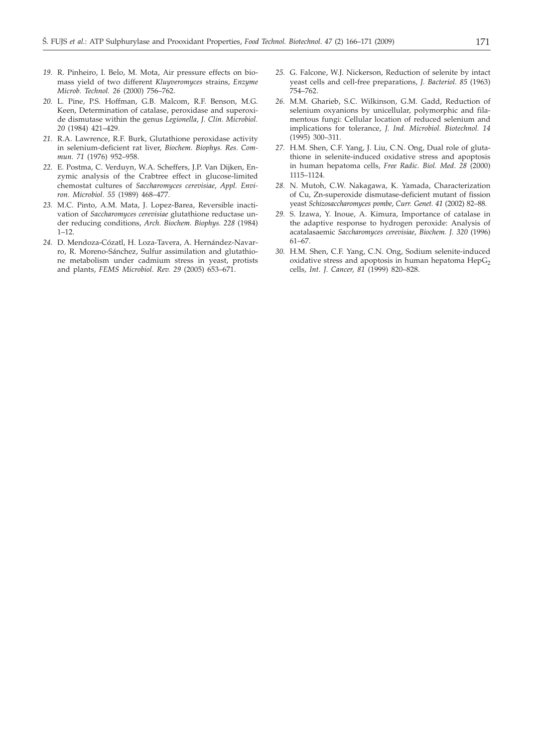*19.* R. Pinheiro, I. Belo, M. Mota, Air pressure effects on biomass yield of two different *Kluyveromyces* strains, *Enzyme Microb. Technol. 26* (2000) 756–762.

*20.* L. Pine, P.S. Hoffman, G.B. Malcom, R.F. Benson, M.G. Keen, Determination of catalase, peroxidase and superoxide dismutase within the genus *Legionella*, *J. Clin. Microbiol. 20* (1984) 421–429.

*21.* R.A. Lawrence, R.F. Burk, Glutathione peroxidase activity in selenium-deficient rat liver, *Biochem. Biophys. Res. Commun. 71* (1976) 952–958.

*22.* E. Postma, C. Verduyn, W.A. Scheffers, J.P. Van Dijken, Enzymic analysis of the Crabtree effect in glucose-limited chemostat cultures of *Saccharomyces cerevisiae*, *Appl. Environ. Microbiol. 55* (1989) 468–477.

*23.* M.C. Pinto, A.M. Mata, J. Lopez-Barea, Reversible inactivation of *Saccharomyces cerevisiae* glutathione reductase under reducing conditions, *Arch. Biochem. Biophys. 228* (1984) 1–12.

*24.* D. Mendoza-Cózatl, H. Loza-Tavera, A. Hernández-Navarro, R. Moreno-Sánchez, Sulfur assimilation and glutathione metabolism under cadmium stress in yeast, protists and plants, *FEMS Microbiol. Rev. 29* (2005) 653–671.

*25.* G. Falcone, W.J. Nickerson, Reduction of selenite by intact yeast cells and cell-free preparations, *J. Bacteriol. 85* (1963) 754–762.

*26.* M.M. Gharieb, S.C. Wilkinson, G.M. Gadd, Reduction of selenium oxyanions by unicellular, polymorphic and filamentous fungi: Cellular location of reduced selenium and implications for tolerance, *J. Ind. Microbiol. Biotechnol. 14* (1995) 300–311.

*27.* H.M. Shen, C.F. Yang, J. Liu, C.N. Ong, Dual role of glutathione in selenite-induced oxidative stress and apoptosis in human hepatoma cells, *Free Radic. Biol. Med*. *28* (2000) 1115–1124.

*28.* N. Mutoh, C.W. Nakagawa, K. Yamada, Characterization of Cu, Zn-superoxide dismutase-deficient mutant of fission yeast *Schizosaccharomyces pombe*, *Curr. Genet. 41* (2002) 82–88.

*29.* S. Izawa, Y. Inoue, A. Kimura, Importance of catalase in the adaptive response to hydrogen peroxide: Analysis of acatalasaemic *Saccharomyces cerevisiae*, *Biochem. J. 320* (1996) 61–67.

*30.* H.M. Shen, C.F. Yang, C.N. Ong, Sodium selenite-induced oxidative stress and apoptosis in human hepatoma $HepG_2$ cells, *Int. J. Cancer, 81* (1999) 820–828.